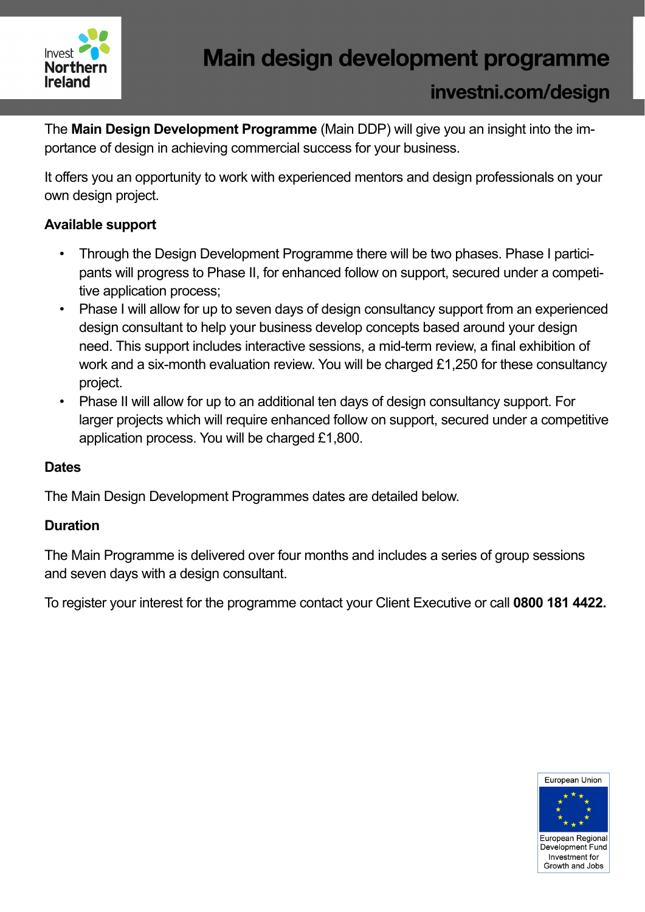# Main design development programme

## investni.com/design

The **Main Design Development Programme** (Main DDP) will give you an insight into the importance of design in achieving commercial success for your business.

It offers you an opportunity to work with experienced mentors and design professionals on your own design project.

**Available support**

- Through the Design Development Programme there will be two phases. Phase I participants will progress to Phase II, for enhanced follow on support, secured under a competitive application process;
- Phase I will allow for up to seven days of design consultancy support from an experienced design consultant to help your business develop concepts based around your design need. This support includes interactive sessions, a mid-term review, a final exhibition of work and a six-month evaluation review. You will be charged £1,250 for these consultancy project.
- Phase II will allow for up to an additional ten days of design consultancy support. For larger projects which will require enhanced follow on support, secured under a competitive application process. You will be charged £1,800.

**Dates**

The Main Design Development Programmes dates are detailed below.

**Duration**

The Main Programme is delivered over four months and includes a series of group sessions and seven days with a design consultant.

To register your interest for the programme contact your Client Executive or call **0800 181 4422.**

European Union
European Regional Development Fund
Investment for Growth and Jobs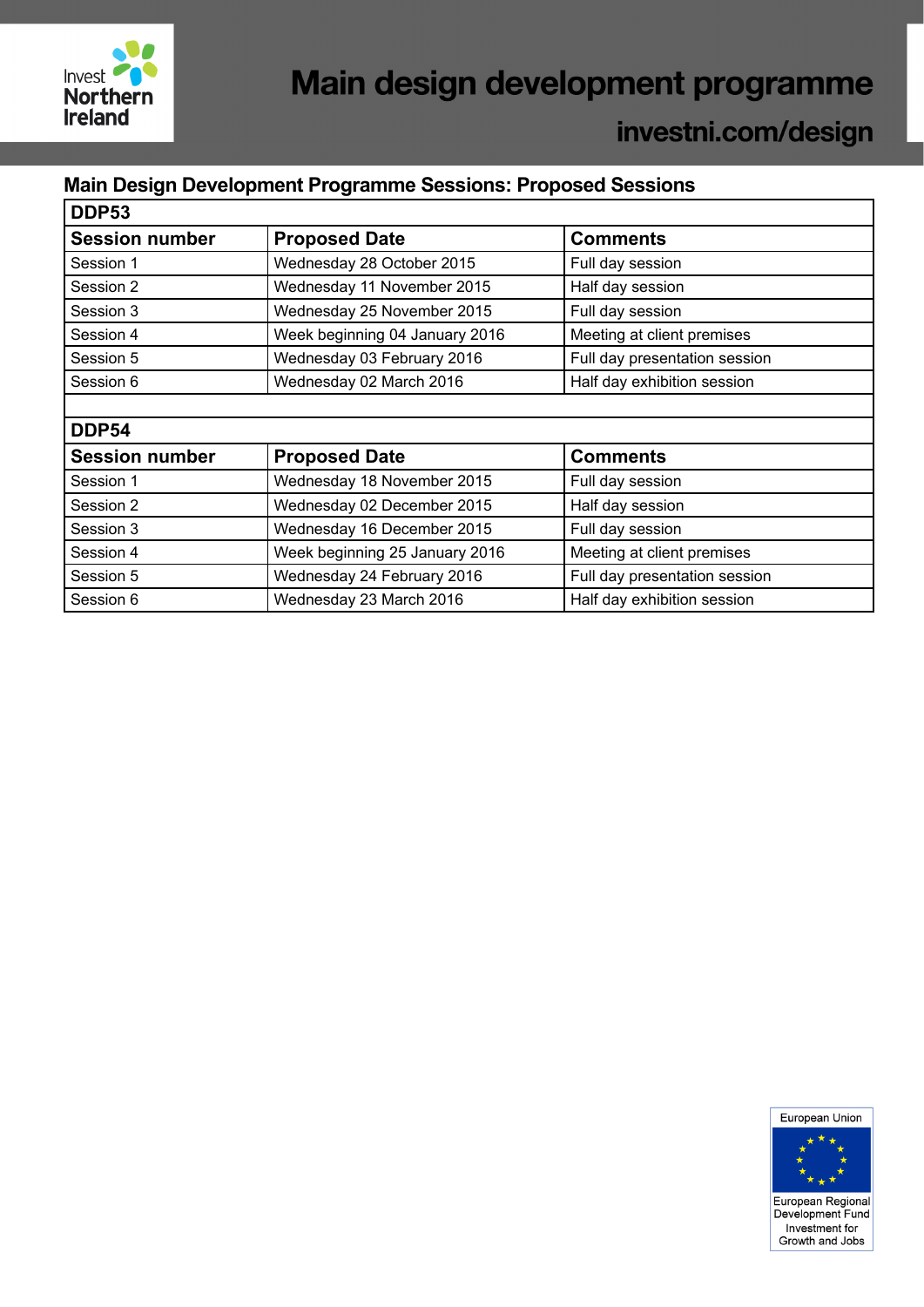# Main design development programme

investni.com/design

## Main Design Development Programme Sessions: Proposed Sessions

### DDP53

| Session number | Proposed Date | Comments |
|---|---|---|
| Session 1 | Wednesday 28 October 2015 | Full day session |
| Session 2 | Wednesday 11 November 2015 | Half day session |
| Session 3 | Wednesday 25 November 2015 | Full day session |
| Session 4 | Week beginning 04 January 2016 | Meeting at client premises |
| Session 5 | Wednesday 03 February 2016 | Full day presentation session |
| Session 6 | Wednesday 02 March 2016 | Half day exhibition session |

### DDP54

| Session number | Proposed Date | Comments |
|---|---|---|
| Session 1 | Wednesday 18 November 2015 | Full day session |
| Session 2 | Wednesday 02 December 2015 | Half day session |
| Session 3 | Wednesday 16 December 2015 | Full day session |
| Session 4 | Week beginning 25 January 2016 | Meeting at client premises |
| Session 5 | Wednesday 24 February 2016 | Full day presentation session |
| Session 6 | Wednesday 23 March 2016 | Half day exhibition session |

European Union
European Regional Development Fund
Investment for Growth and Jobs